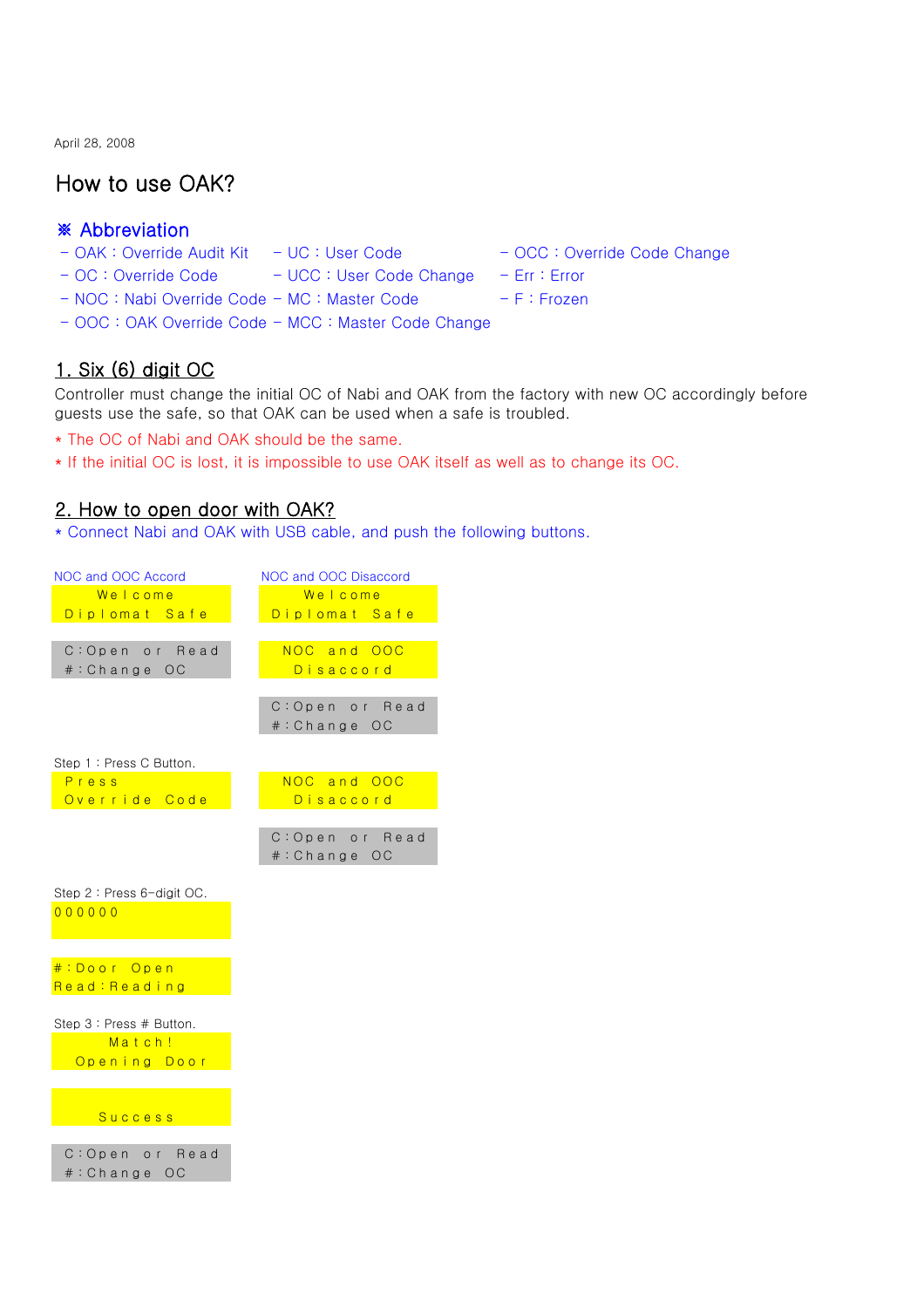April 28, 2008

# How to use OAK?

## ※ Abbreviation

- OAK : Override Audit Kit
- OC : Override Code
- NOC : Nabi Override Code
- OOC : OAK Override Code
- UC : User Code
- UCC : User Code Change
- MC : Master Code
- MCC : Master Code Change
- OCC : Override Code Change
- Err : Error
- F : Frozen

## 1. Six (6) digit OC

Controller must change the initial OC of Nabi and OAK from the factory with new OC accordingly before guests use the safe, so that OAK can be used when a safe is troubled.

* The OC of Nabi and OAK should be the same.
* If the initial OC is lost, it is impossible to use OAK itself as well as to change its OC.

## 2. How to open door with OAK?

* Connect Nabi and OAK with USB cable, and push the following buttons.

**NOC and OOC Accord**

```
Welcome
Diplomat Safe
```

```
C:Open or Read
#:Change OC
```

Step 1 : Press C Button.

```
Press
Override Code
```

Step 2 : Press 6-digit OC.

```
000000
```

```
#:Door Open
Read:Reading
```

Step 3 : Press # Button.

```
Match!
Opening Door
```

```
Success
```

```
C:Open or Read
#:Change OC
```

**NOC and OOC Disaccord**

```
Welcome
Diplomat Safe
```

```
NOC and OOC
Disaccord
```

```
C:Open or Read
#:Change OC
```

```
NOC and OOC
Disaccord
```

```
C:Open or Read
#:Change OC
```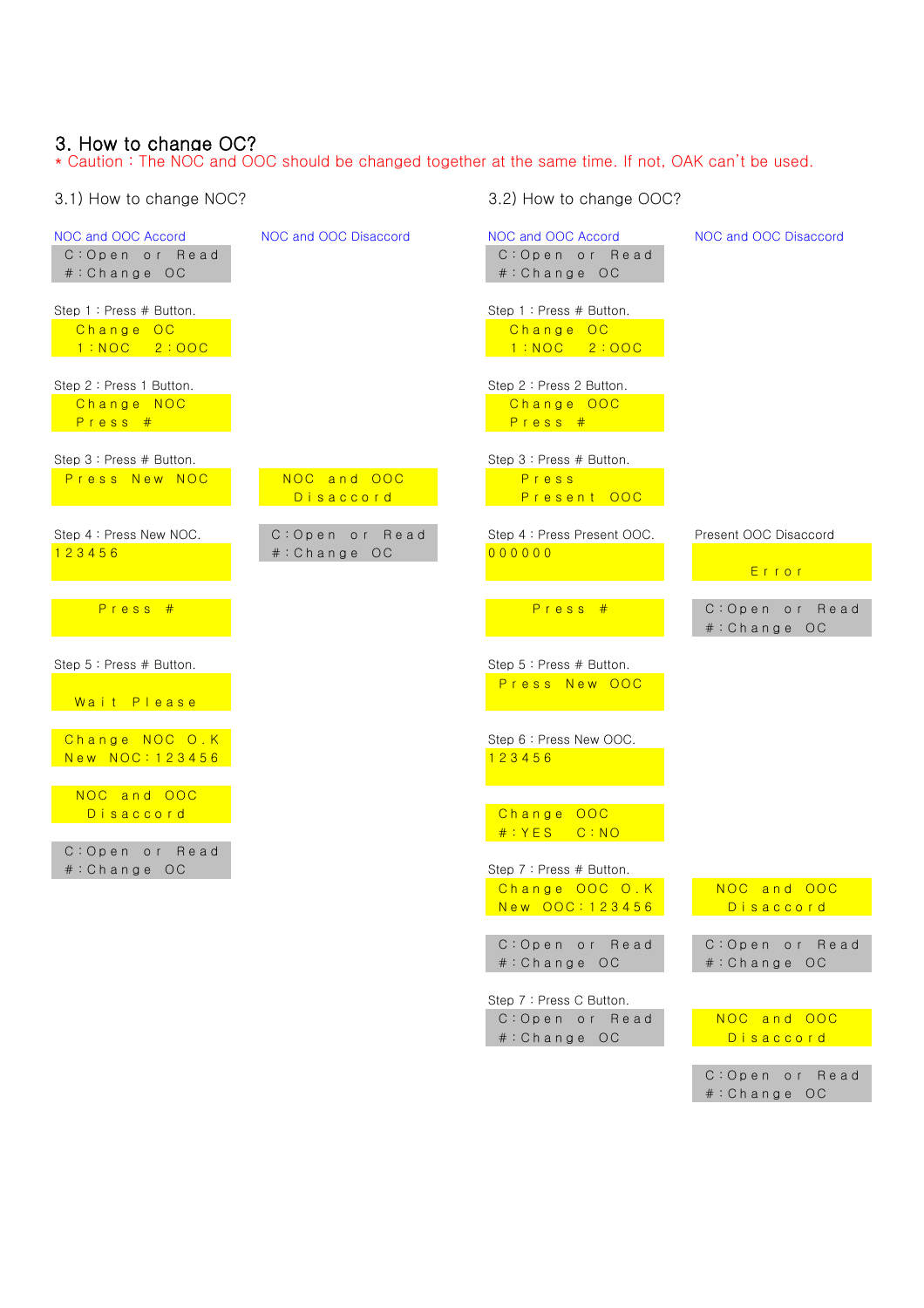## 3. How to change OC?

\* Caution : The NOC and OOC should be changed together at the same time. If not, OAK can't be used.

### 3.1) How to change NOC?

| NOC and OOC Accord | NOC and OOC Disaccord |
|---|---|
| C:Open or Read<br>#:Change OC | |
| **Step 1 : Press # Button.** | |
| Change OC<br>1:NOC 2:OOC | |
| **Step 2 : Press 1 Button.** | |
| Change NOC<br>Press # | |
| **Step 3 : Press # Button.** | |
| Press New NOC | NOC and OOC<br>Disaccord |
| **Step 4 : Press New NOC.** | |
| 123456 | C:Open or Read<br>#:Change OC |
| Press # | |
| **Step 5 : Press # Button.** | |
| Wait Please | |
| Change NOC O.K<br>New NOC:123456 | |
| NOC and OOC<br>Disaccord | |
| C:Open or Read<br>#:Change OC | |

### 3.2) How to change OOC?

| NOC and OOC Accord | NOC and OOC Disaccord |
|---|---|
| C:Open or Read<br>#:Change OC | |
| **Step 1 : Press # Button.** | |
| Change OC<br>1:NOC 2:OOC | |
| **Step 2 : Press 2 Button.** | |
| Change OOC<br>Press # | |
| **Step 3 : Press # Button.** | |
| Press<br>Present OOC | |
| **Step 4 : Press Present OOC.** | Present OOC Disaccord |
| 000000 | Error |
| Press # | C:Open or Read<br>#:Change OC |
| **Step 5 : Press # Button.** | |
| Press New OOC | |
| **Step 6 : Press New OOC.** | |
| 123456 | |
| Change OOC<br>#:YES C:NO | |
| **Step 7 : Press # Button.** | |
| Change OOC O.K<br>New OOC:123456 | NOC and OOC<br>Disaccord |
| C:Open or Read<br>#:Change OC | C:Open or Read<br>#:Change OC |
| **Step 7 : Press C Button.** | |
| C:Open or Read<br>#:Change OC | NOC and OOC<br>Disaccord |
| | C:Open or Read<br>#:Change OC |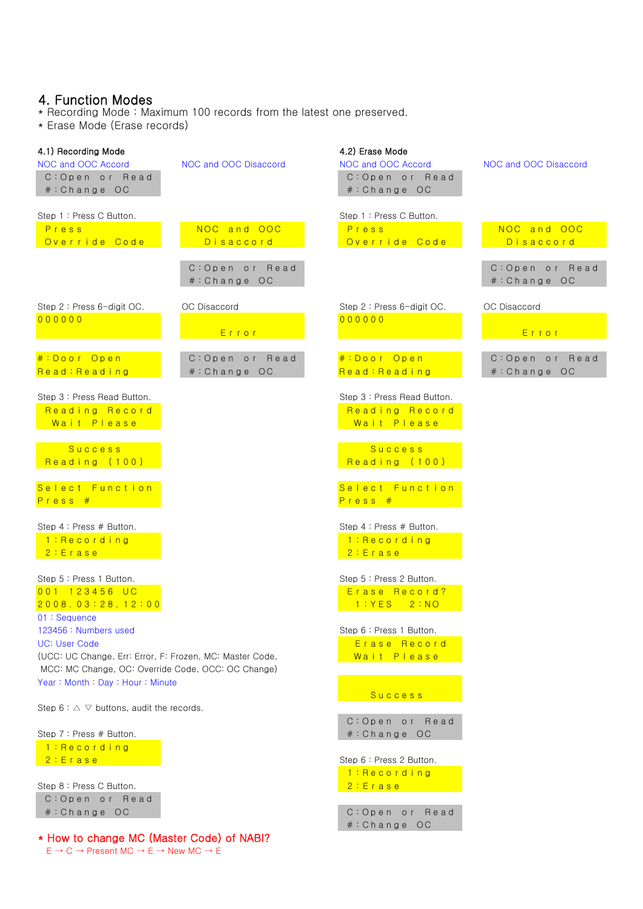## 4. Function Modes

* Recording Mode : Maximum 100 records from the latest one preserved.
* Erase Mode (Erase records)

### 4.1) Recording Mode

**NOC and OOC Accord**

```
C:Open or Read
#:Change OC
```

Step 1 : Press C Button.

```
Press
Override Code
```

Step 2 : Press 6-digit OC.

```
000000
```

```
#:Door Open
Read:Reading
```

Step 3 : Press Read Button.

```
Reading Record
Wait Please
```

```
Success
Reading (100)
```

```
Select Function
Press #
```

Step 4 : Press # Button.

```
1:Recording
2:Erase
```

Step 5 : Press 1 Button.

```
001 123456 UC
2008.03:28.12:00
```

01 : Sequence

123456 : Numbers used

UC: User Code

(UCC: UC Change, Err: Error, F: Frozen, MC: Master Code, MCC: MC Change, OC: Override Code, OCC: OC Change)

Year : Month : Day : Hour : Minute

Step 6 : △ ▽ buttons, audit the records.

Step 7 : Press # Button.

```
1:Recording
2:Erase
```

Step 8 : Press C Button.

```
C:Open or Read
#:Change OC
```

**NOC and OOC Disaccord**

```
NOC and OOC
Disaccord
```

```
C:Open or Read
#:Change OC
```

OC Disaccord

```
Error
```

```
C:Open or Read
#:Change OC
```

### 4.2) Erase Mode

**NOC and OOC Accord**

```
C:Open or Read
#:Change OC
```

Step 1 : Press C Button.

```
Press
Override Code
```

Step 2 : Press 6-digit OC.

```
000000
```

```
#:Door Open
Read:Reading
```

Step 3 : Press Read Button.

```
Reading Record
Wait Please
```

```
Success
Reading (100)
```

```
Select Function
Press #
```

Step 4 : Press # Button.

```
1:Recording
2:Erase
```

Step 5 : Press 2 Button.

```
Erase Record?
1:YES 2:NO
```

Step 6 : Press 1 Button.

```
Erase Record
Wait Please
```

```
Success
```

```
C:Open or Read
#:Change OC
```

Step 6 : Press 2 Button.

```
1:Recording
2:Erase
```

```
C:Open or Read
#:Change OC
```

**NOC and OOC Disaccord**

```
NOC and OOC
Disaccord
```

```
C:Open or Read
#:Change OC
```

OC Disaccord

```
Error
```

```
C:Open or Read
#:Change OC
```

* **How to change MC (Master Code) of NABI?**

E → C → Present MC → E → New MC → E